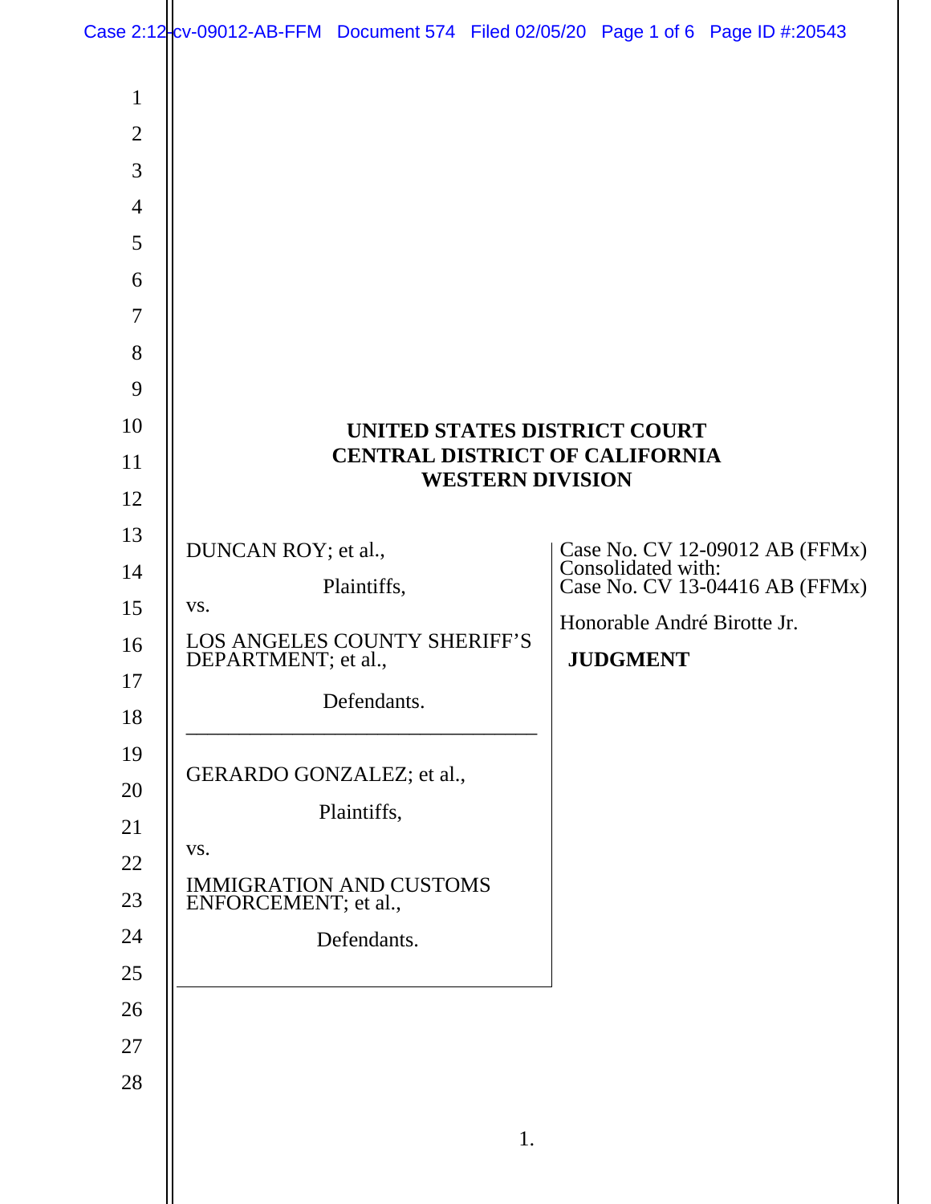**UNITED STATES DISTRICT COURT**
**CENTRAL DISTRICT OF CALIFORNIA**
**WESTERN DIVISION**

DUNCAN ROY; et al.,

Plaintiffs,

vs.

LOS ANGELES COUNTY SHERIFF'S DEPARTMENT; et al.,

Defendants.

---

GERARDO GONZALEZ; et al.,

Plaintiffs,

vs.

IMMIGRATION AND CUSTOMS ENFORCEMENT; et al.,

Defendants.

Case No. CV 12-09012 AB (FFMx)
Consolidated with:
Case No. CV 13-04416 AB (FFMx)

Honorable André Birotte Jr.

**JUDGMENT**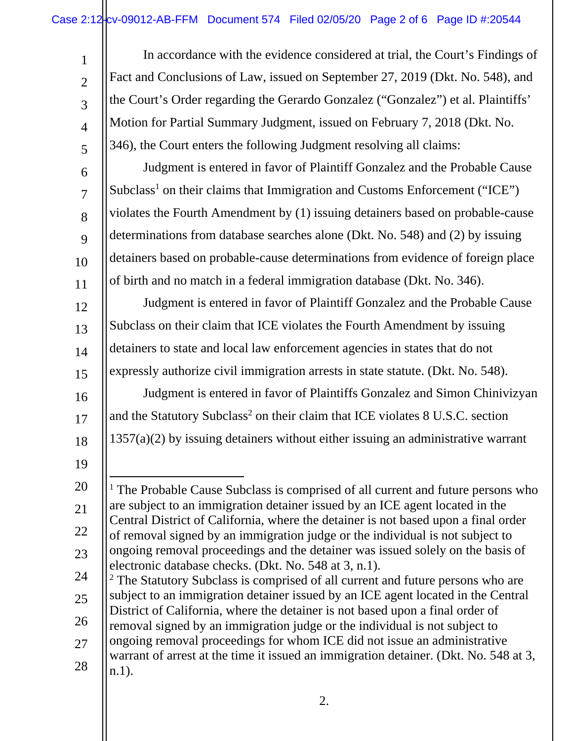In accordance with the evidence considered at trial, the Court's Findings of Fact and Conclusions of Law, issued on September 27, 2019 (Dkt. No. 548), and the Court's Order regarding the Gerardo Gonzalez ("Gonzalez") et al. Plaintiffs' Motion for Partial Summary Judgment, issued on February 7, 2018 (Dkt. No. 346), the Court enters the following Judgment resolving all claims:

Judgment is entered in favor of Plaintiff Gonzalez and the Probable Cause Subclass[1] on their claims that Immigration and Customs Enforcement ("ICE") violates the Fourth Amendment by (1) issuing detainers based on probable-cause determinations from database searches alone (Dkt. No. 548) and (2) by issuing detainers based on probable-cause determinations from evidence of foreign place of birth and no match in a federal immigration database (Dkt. No. 346).

Judgment is entered in favor of Plaintiff Gonzalez and the Probable Cause Subclass on their claim that ICE violates the Fourth Amendment by issuing detainers to state and local law enforcement agencies in states that do not expressly authorize civil immigration arrests in state statute. (Dkt. No. 548).

Judgment is entered in favor of Plaintiffs Gonzalez and Simon Chinivizyan and the Statutory Subclass[2] on their claim that ICE violates 8 U.S.C. section 1357(a)(2) by issuing detainers without either issuing an administrative warrant

---

[1] The Probable Cause Subclass is comprised of all current and future persons who are subject to an immigration detainer issued by an ICE agent located in the Central District of California, where the detainer is not based upon a final order of removal signed by an immigration judge or the individual is not subject to ongoing removal proceedings and the detainer was issued solely on the basis of electronic database checks. (Dkt. No. 548 at 3, n.1).

[2] The Statutory Subclass is comprised of all current and future persons who are subject to an immigration detainer issued by an ICE agent located in the Central District of California, where the detainer is not based upon a final order of removal signed by an immigration judge or the individual is not subject to ongoing removal proceedings for whom ICE did not issue an administrative warrant of arrest at the time it issued an immigration detainer. (Dkt. No. 548 at 3, n.1).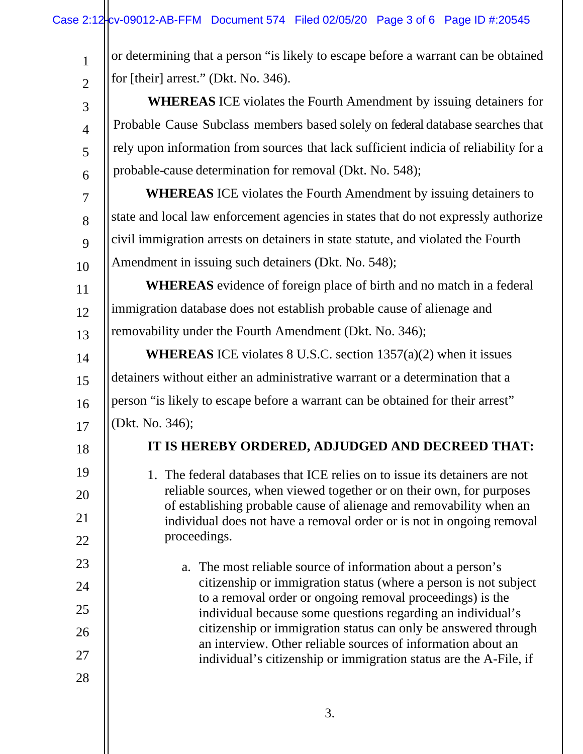or determining that a person "is likely to escape before a warrant can be obtained for [their] arrest." (Dkt. No. 346).

**WHEREAS** ICE violates the Fourth Amendment by issuing detainers for Probable Cause Subclass members based solely on federal database searches that rely upon information from sources that lack sufficient indicia of reliability for a probable-cause determination for removal (Dkt. No. 548);

**WHEREAS** ICE violates the Fourth Amendment by issuing detainers to state and local law enforcement agencies in states that do not expressly authorize civil immigration arrests on detainers in state statute, and violated the Fourth Amendment in issuing such detainers (Dkt. No. 548);

**WHEREAS** evidence of foreign place of birth and no match in a federal immigration database does not establish probable cause of alienage and removability under the Fourth Amendment (Dkt. No. 346);

**WHEREAS** ICE violates 8 U.S.C. section 1357(a)(2) when it issues detainers without either an administrative warrant or a determination that a person "is likely to escape before a warrant can be obtained for their arrest" (Dkt. No. 346);

**IT IS HEREBY ORDERED, ADJUDGED AND DECREED THAT:**

1. The federal databases that ICE relies on to issue its detainers are not reliable sources, when viewed together or on their own, for purposes of establishing probable cause of alienage and removability when an individual does not have a removal order or is not in ongoing removal proceedings.

   a. The most reliable source of information about a person's citizenship or immigration status (where a person is not subject to a removal order or ongoing removal proceedings) is the individual because some questions regarding an individual's citizenship or immigration status can only be answered through an interview. Other reliable sources of information about an individual's citizenship or immigration status are the A-File, if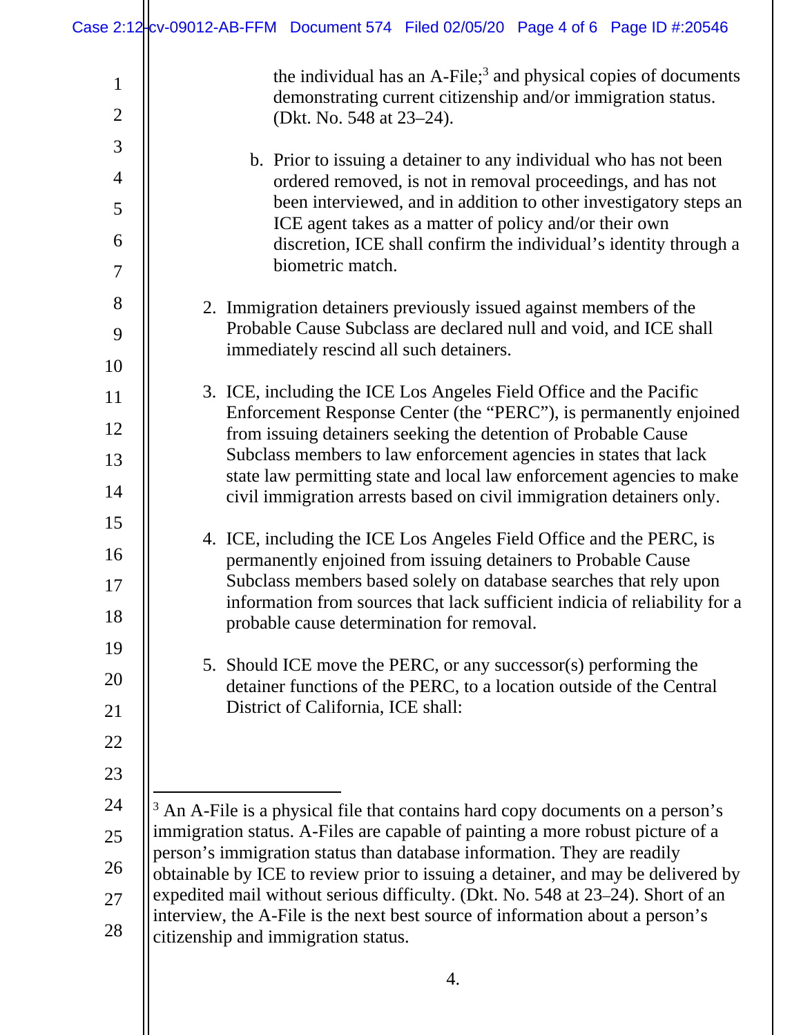the individual has an A-File;[3] and physical copies of documents demonstrating current citizenship and/or immigration status. (Dkt. No. 548 at 23–24).

   b. Prior to issuing a detainer to any individual who has not been ordered removed, is not in removal proceedings, and has not been interviewed, and in addition to other investigatory steps an ICE agent takes as a matter of policy and/or their own discretion, ICE shall confirm the individual's identity through a biometric match.

2. Immigration detainers previously issued against members of the Probable Cause Subclass are declared null and void, and ICE shall immediately rescind all such detainers.

3. ICE, including the ICE Los Angeles Field Office and the Pacific Enforcement Response Center (the "PERC"), is permanently enjoined from issuing detainers seeking the detention of Probable Cause Subclass members to law enforcement agencies in states that lack state law permitting state and local law enforcement agencies to make civil immigration arrests based on civil immigration detainers only.

4. ICE, including the ICE Los Angeles Field Office and the PERC, is permanently enjoined from issuing detainers to Probable Cause Subclass members based solely on database searches that rely upon information from sources that lack sufficient indicia of reliability for a probable cause determination for removal.

5. Should ICE move the PERC, or any successor(s) performing the detainer functions of the PERC, to a location outside of the Central District of California, ICE shall:

---

[3] An A-File is a physical file that contains hard copy documents on a person's immigration status. A-Files are capable of painting a more robust picture of a person's immigration status than database information. They are readily obtainable by ICE to review prior to issuing a detainer, and may be delivered by expedited mail without serious difficulty. (Dkt. No. 548 at 23–24). Short of an interview, the A-File is the next best source of information about a person's citizenship and immigration status.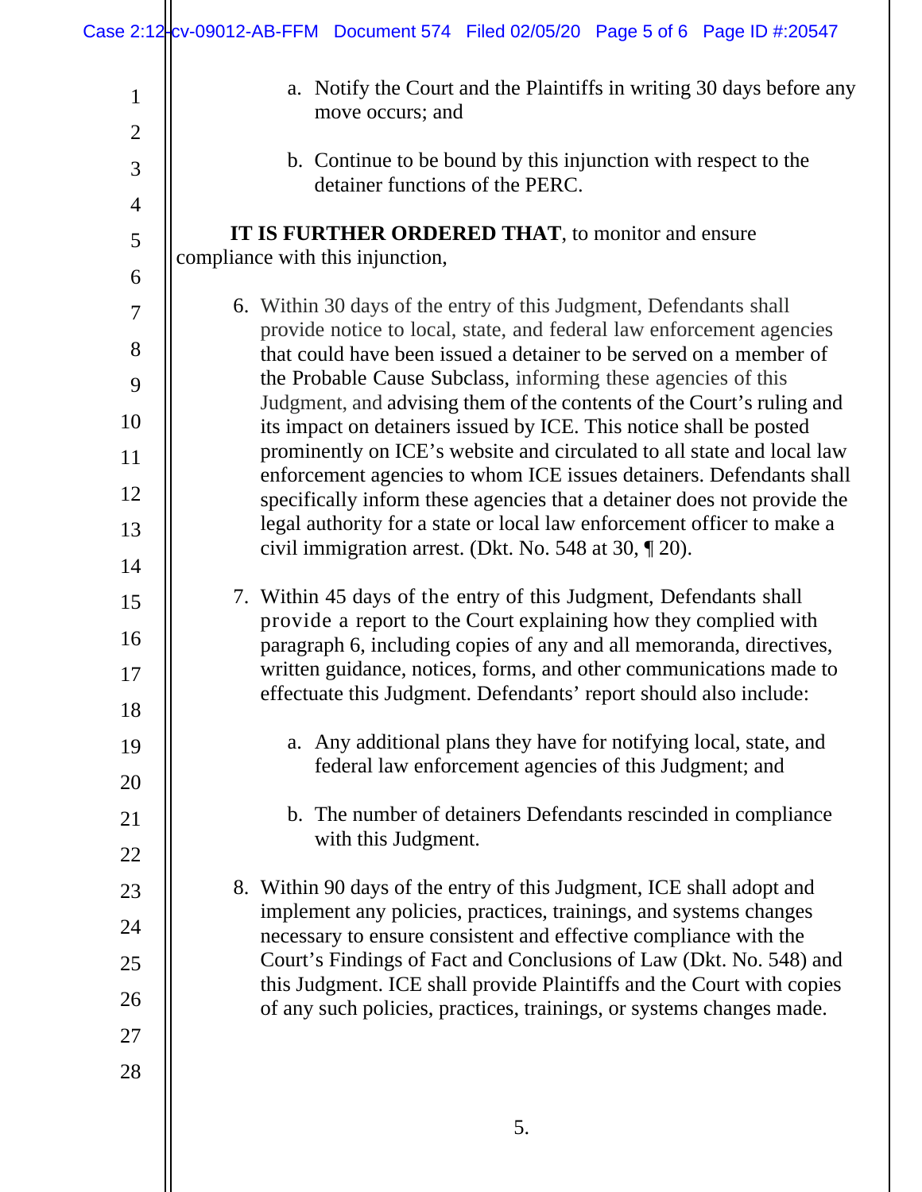a. Notify the Court and the Plaintiffs in writing 30 days before any move occurs; and

b. Continue to be bound by this injunction with respect to the detainer functions of the PERC.

**IT IS FURTHER ORDERED THAT**, to monitor and ensure compliance with this injunction,

6. Within 30 days of the entry of this Judgment, Defendants shall provide notice to local, state, and federal law enforcement agencies that could have been issued a detainer to be served on a member of the Probable Cause Subclass, informing these agencies of this Judgment, and advising them of the contents of the Court's ruling and its impact on detainers issued by ICE. This notice shall be posted prominently on ICE's website and circulated to all state and local law enforcement agencies to whom ICE issues detainers. Defendants shall specifically inform these agencies that a detainer does not provide the legal authority for a state or local law enforcement officer to make a civil immigration arrest. (Dkt. No. 548 at 30, ¶ 20).

7. Within 45 days of the entry of this Judgment, Defendants shall provide a report to the Court explaining how they complied with paragraph 6, including copies of any and all memoranda, directives, written guidance, notices, forms, and other communications made to effectuate this Judgment. Defendants' report should also include:

   a. Any additional plans they have for notifying local, state, and federal law enforcement agencies of this Judgment; and

   b. The number of detainers Defendants rescinded in compliance with this Judgment.

8. Within 90 days of the entry of this Judgment, ICE shall adopt and implement any policies, practices, trainings, and systems changes necessary to ensure consistent and effective compliance with the Court's Findings of Fact and Conclusions of Law (Dkt. No. 548) and this Judgment. ICE shall provide Plaintiffs and the Court with copies of any such policies, practices, trainings, or systems changes made.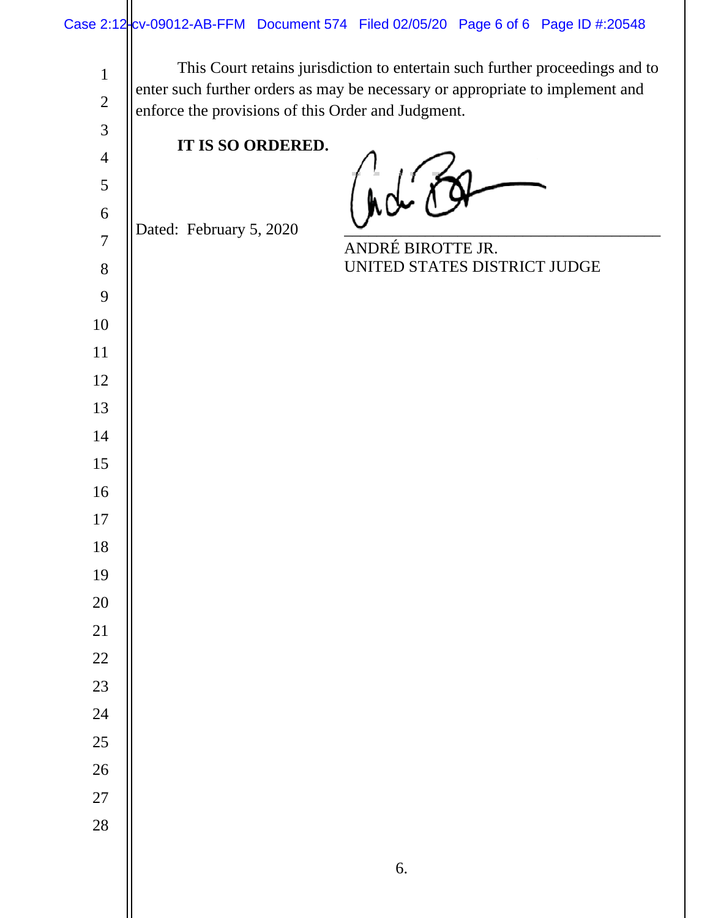This Court retains jurisdiction to entertain such further proceedings and to enter such further orders as may be necessary or appropriate to implement and enforce the provisions of this Order and Judgment.

**IT IS SO ORDERED.**

Dated: February 5, 2020

ANDRÉ BIROTTE JR.
UNITED STATES DISTRICT JUDGE